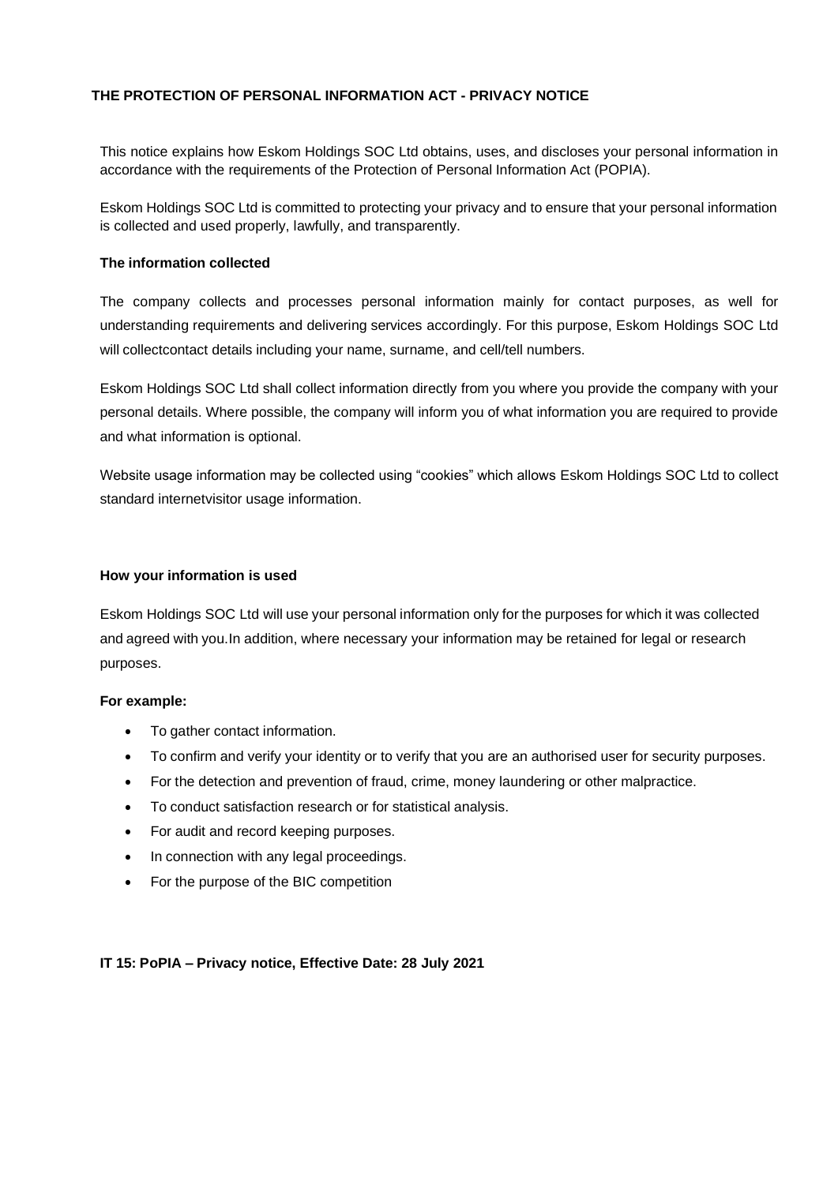# THE PROTECTION OF PERSONAL INFORMATION ACT - PRIVACY NOTICE

This notice explains how Eskom Holdings SOC Ltd obtains, uses, and discloses your personal information in accordance with the requirements of the Protection of Personal Information Act (POPIA).

Eskom Holdings SOC Ltd is committed to protecting your privacy and to ensure that your personal information is collected and used properly, lawfully, and transparently.

## The information collected

The company collects and processes personal information mainly for contact purposes, as well for understanding requirements and delivering services accordingly. For this purpose, Eskom Holdings SOC Ltd will collectcontact details including your name, surname, and cell/tell numbers.

Eskom Holdings SOC Ltd shall collect information directly from you where you provide the company with your personal details. Where possible, the company will inform you of what information you are required to provide and what information is optional.

Website usage information may be collected using “cookies” which allows Eskom Holdings SOC Ltd to collect standard internetvisitor usage information.

## How your information is used

Eskom Holdings SOC Ltd will use your personal information only for the purposes for which it was collected and agreed with you.In addition, where necessary your information may be retained for legal or research purposes.

**For example:**

- To gather contact information.
- To confirm and verify your identity or to verify that you are an authorised user for security purposes.
- For the detection and prevention of fraud, crime, money laundering or other malpractice.
- To conduct satisfaction research or for statistical analysis.
- For audit and record keeping purposes.
- In connection with any legal proceedings.
- For the purpose of the BIC competition

**IT 15: PoPIA – Privacy notice, Effective Date: 28 July 2021**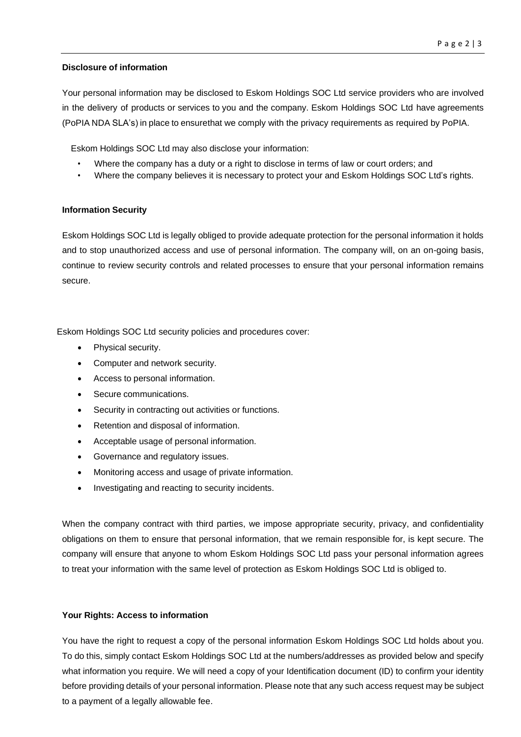**Disclosure of information**

Your personal information may be disclosed to Eskom Holdings SOC Ltd service providers who are involved in the delivery of products or services to you and the company. Eskom Holdings SOC Ltd have agreements (PoPIA NDA SLA's) in place to ensurethat we comply with the privacy requirements as required by PoPIA.

Eskom Holdings SOC Ltd may also disclose your information:

- Where the company has a duty or a right to disclose in terms of law or court orders; and
- Where the company believes it is necessary to protect your and Eskom Holdings SOC Ltd's rights.

**Information Security**

Eskom Holdings SOC Ltd is legally obliged to provide adequate protection for the personal information it holds and to stop unauthorized access and use of personal information. The company will, on an on-going basis, continue to review security controls and related processes to ensure that your personal information remains secure.

Eskom Holdings SOC Ltd security policies and procedures cover:

- Physical security.
- Computer and network security.
- Access to personal information.
- Secure communications.
- Security in contracting out activities or functions.
- Retention and disposal of information.
- Acceptable usage of personal information.
- Governance and regulatory issues.
- Monitoring access and usage of private information.
- Investigating and reacting to security incidents.

When the company contract with third parties, we impose appropriate security, privacy, and confidentiality obligations on them to ensure that personal information, that we remain responsible for, is kept secure. The company will ensure that anyone to whom Eskom Holdings SOC Ltd pass your personal information agrees to treat your information with the same level of protection as Eskom Holdings SOC Ltd is obliged to.

**Your Rights: Access to information**

You have the right to request a copy of the personal information Eskom Holdings SOC Ltd holds about you. To do this, simply contact Eskom Holdings SOC Ltd at the numbers/addresses as provided below and specify what information you require. We will need a copy of your Identification document (ID) to confirm your identity before providing details of your personal information. Please note that any such access request may be subject to a payment of a legally allowable fee.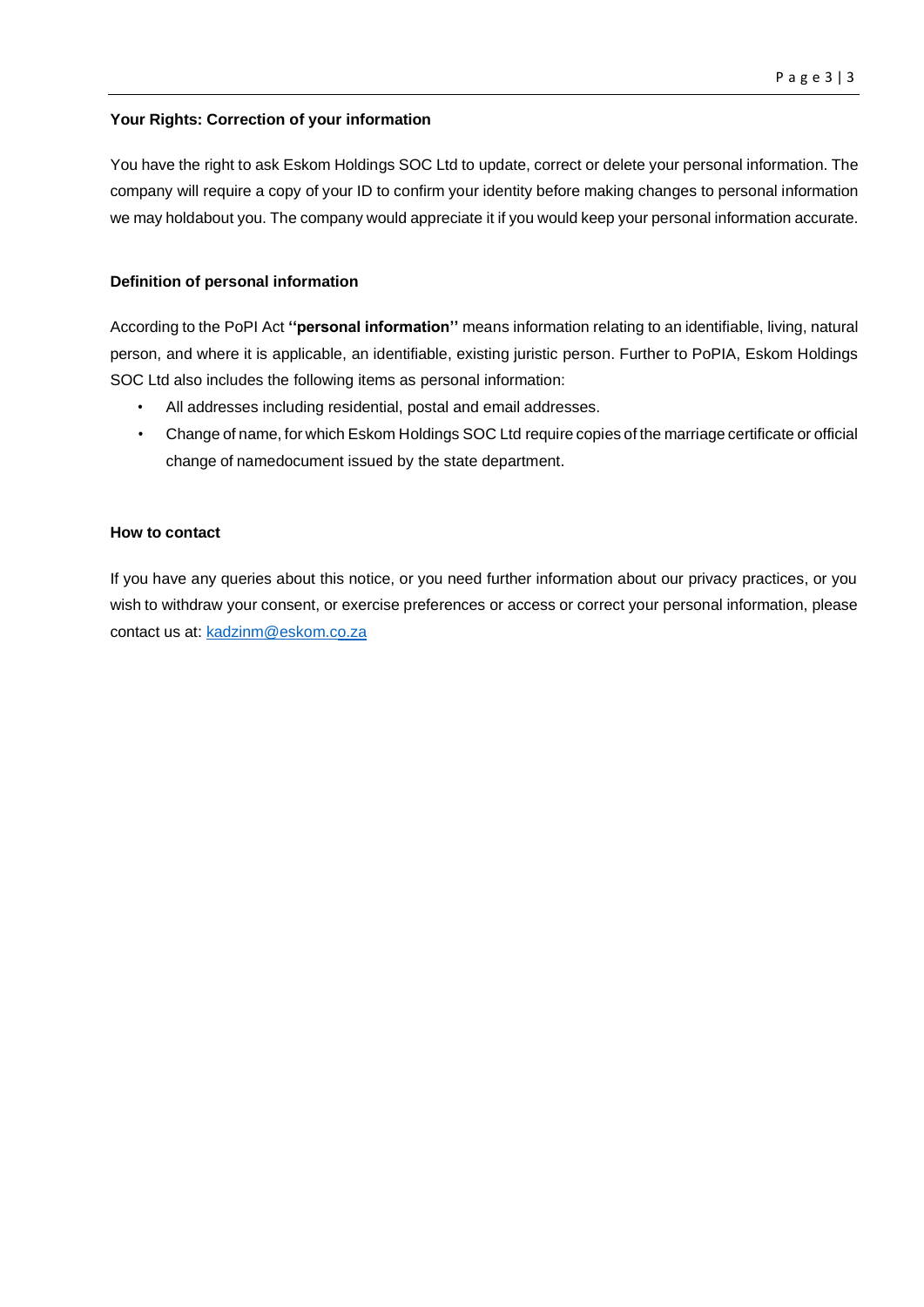**Your Rights: Correction of your information**

You have the right to ask Eskom Holdings SOC Ltd to update, correct or delete your personal information. The company will require a copy of your ID to confirm your identity before making changes to personal information we may holdabout you. The company would appreciate it if you would keep your personal information accurate.

**Definition of personal information**

According to the PoPI Act **''personal information''** means information relating to an identifiable, living, natural person, and where it is applicable, an identifiable, existing juristic person. Further to PoPIA, Eskom Holdings SOC Ltd also includes the following items as personal information:

- All addresses including residential, postal and email addresses.
- Change of name, for which Eskom Holdings SOC Ltd require copies of the marriage certificate or official change of namedocument issued by the state department.

**How to contact**

If you have any queries about this notice, or you need further information about our privacy practices, or you wish to withdraw your consent, or exercise preferences or access or correct your personal information, please contact us at: kadzinm@eskom.co.za